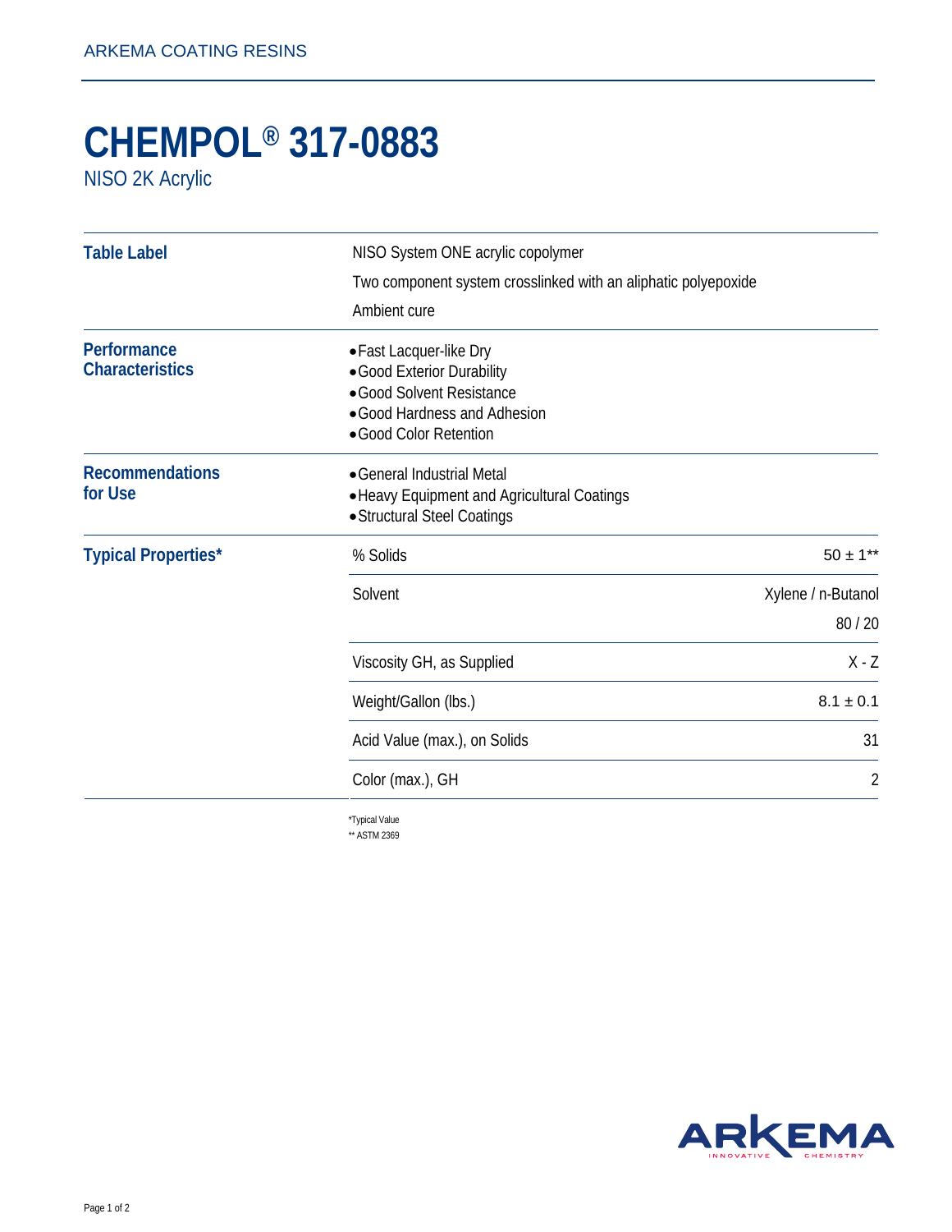# CHEMPOL® 317-0883

NISO 2K Acrylic

## Table Label

NISO System ONE acrylic copolymer

Two component system crosslinked with an aliphatic polyepoxide

Ambient cure

## Performance Characteristics

- Fast Lacquer-like Dry
- Good Exterior Durability
- Good Solvent Resistance
- Good Hardness and Adhesion
- Good Color Retention

## Recommendations for Use

- General Industrial Metal
- Heavy Equipment and Agricultural Coatings
- Structural Steel Coatings

## Typical Properties*

| Property | Value |
|---|---|
| % Solids | 50 ± 1** |
| Solvent | Xylene / n-Butanol 80 / 20 |
| Viscosity GH, as Supplied | X - Z |
| Weight/Gallon (lbs.) | 8.1 ± 0.1 |
| Acid Value (max.), on Solids | 31 |
| Color (max.), GH | 2 |

*Typical Value

** ASTM 2369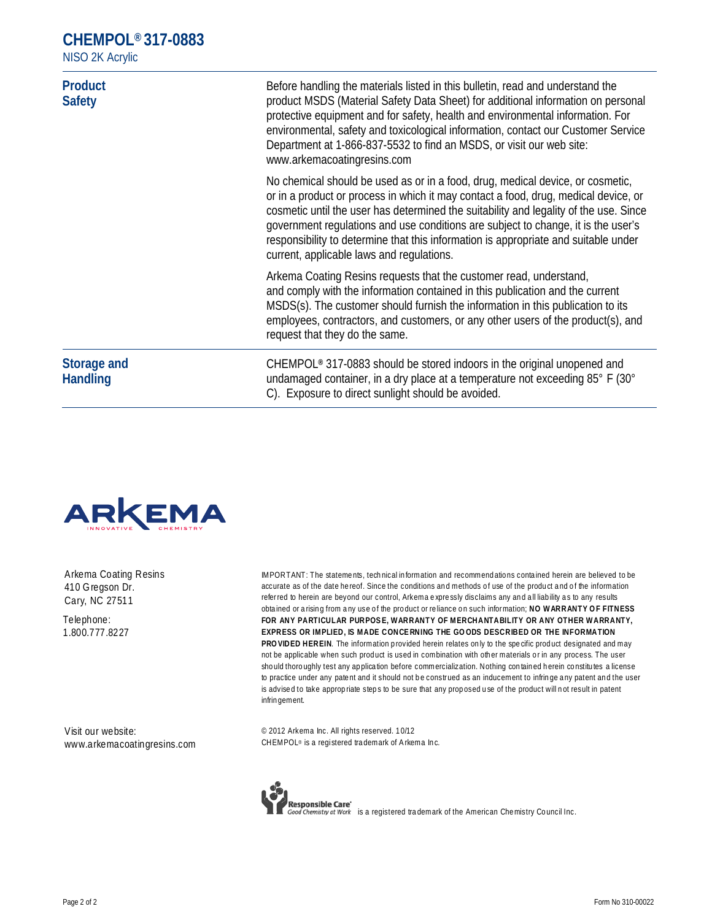# CHEMPOL® 317-0883

NISO 2K Acrylic

## Product Safety

Before handling the materials listed in this bulletin, read and understand the product MSDS (Material Safety Data Sheet) for additional information on personal protective equipment and for safety, health and environmental information. For environmental, safety and toxicological information, contact our Customer Service Department at 1-866-837-5532 to find an MSDS, or visit our web site: www.arkemacoatingresins.com

No chemical should be used as or in a food, drug, medical device, or cosmetic, or in a product or process in which it may contact a food, drug, medical device, or cosmetic until the user has determined the suitability and legality of the use. Since government regulations and use conditions are subject to change, it is the user's responsibility to determine that this information is appropriate and suitable under current, applicable laws and regulations.

Arkema Coating Resins requests that the customer read, understand, and comply with the information contained in this publication and the current MSDS(s). The customer should furnish the information in this publication to its employees, contractors, and customers, or any other users of the product(s), and request that they do the same.

## Storage and Handling

CHEMPOL® 317-0883 should be stored indoors in the original unopened and undamaged container, in a dry place at a temperature not exceeding 85° F (30° C). Exposure to direct sunlight should be avoided.

ARKEMA
INNOVATIVE CHEMISTRY

Arkema Coating Resins
410 Gregson Dr.
Cary, NC 27511

Telephone:
1.800.777.8227

IMPORTANT: The statements, technical information and recommendations contained herein are believed to be accurate as of the date hereof. Since the conditions and methods of use of the product and of the information referred to herein are beyond our control, Arkema expressly disclaims any and all liability as to any results obtained or arising from any use of the product or reliance on such information; **NO WARRANTY OF FITNESS FOR ANY PARTICULAR PURPOSE, WARRANTY OF MERCHANTABILITY OR ANY OTHER WARRANTY, EXPRESS OR IMPLIED, IS MADE CONCERNING THE GOODS DESCRIBED OR THE INFORMATION PROVIDED HEREIN**. The information provided herein relates only to the specific product designated and may not be applicable when such product is used in combination with other materials or in any process. The user should thoroughly test any application before commercialization. Nothing contained herein constitutes a license to practice under any patent and it should not be construed as an inducement to infringe any patent and the user is advised to take appropriate steps to be sure that any proposed use of the product will not result in patent infringement.

Visit our website:
www.arkemacoatingresins.com

© 2012 Arkema Inc. All rights reserved. 10/12
CHEMPOL® is a registered trademark of Arkema Inc.

Responsible Care® Good Chemistry at Work is a registered trademark of the American Chemistry Council Inc.

Form No 310-00022